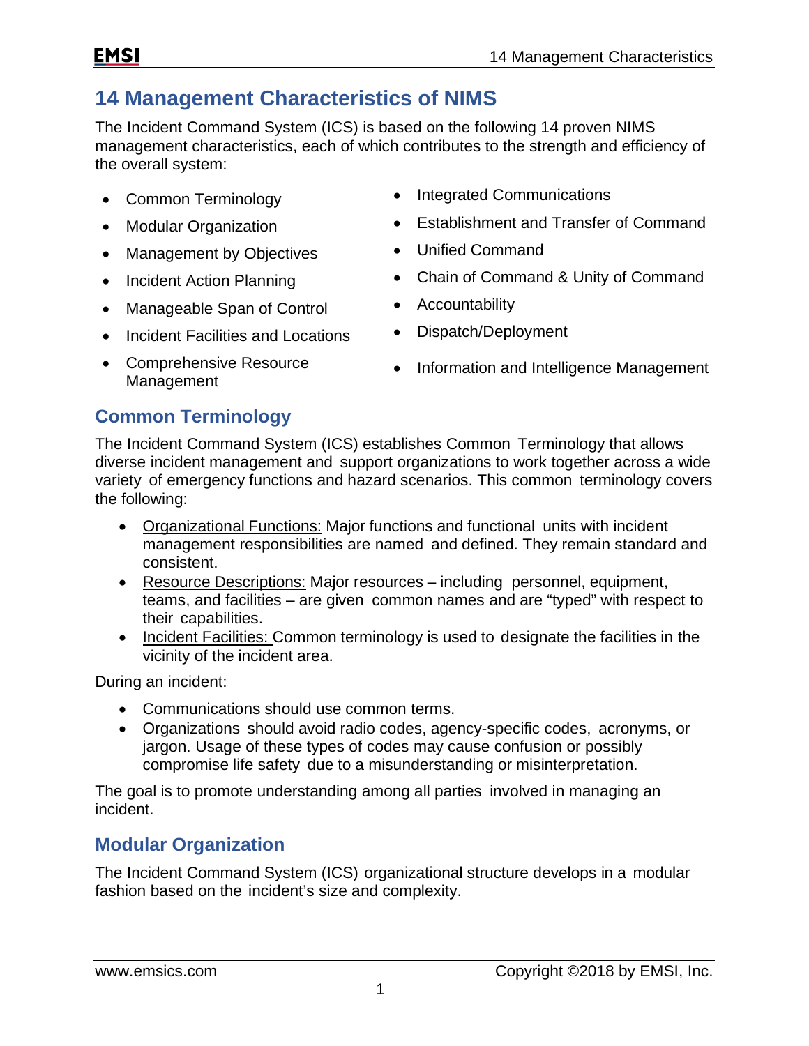# 14 Management Characteristics of NIMS

The Incident Command System (ICS) is based on the following 14 proven NIMS management characteristics, each of which contributes to the strength and efficiency of the overall system:

- Common Terminology
- Modular Organization
- Management by Objectives
- Incident Action Planning
- Manageable Span of Control
- Incident Facilities and Locations
- Comprehensive Resource Management
- Integrated Communications
- Establishment and Transfer of Command
- Unified Command
- Chain of Command & Unity of Command
- Accountability
- Dispatch/Deployment
- Information and Intelligence Management

## Common Terminology

The Incident Command System (ICS) establishes Common Terminology that allows diverse incident management and support organizations to work together across a wide variety of emergency functions and hazard scenarios. This common terminology covers the following:

- Organizational Functions: Major functions and functional units with incident management responsibilities are named and defined. They remain standard and consistent.
- Resource Descriptions: Major resources – including personnel, equipment, teams, and facilities – are given common names and are "typed" with respect to their capabilities.
- Incident Facilities: Common terminology is used to designate the facilities in the vicinity of the incident area.

During an incident:

- Communications should use common terms.
- Organizations should avoid radio codes, agency-specific codes, acronyms, or jargon. Usage of these types of codes may cause confusion or possibly compromise life safety due to a misunderstanding or misinterpretation.

The goal is to promote understanding among all parties involved in managing an incident.

## Modular Organization

The Incident Command System (ICS) organizational structure develops in a modular fashion based on the incident's size and complexity.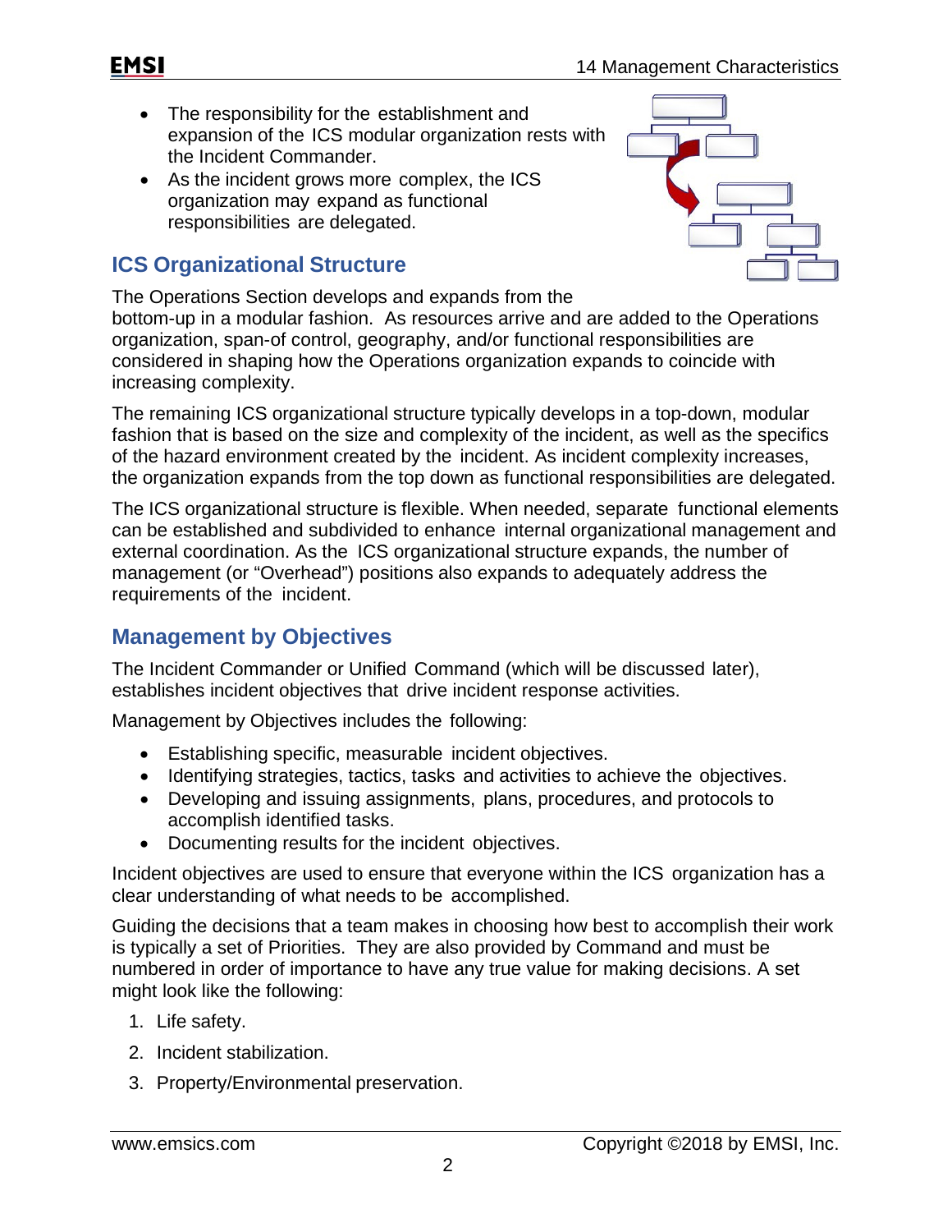- The responsibility for the establishment and expansion of the ICS modular organization rests with the Incident Commander.
- As the incident grows more complex, the ICS organization may expand as functional responsibilities are delegated.

## ICS Organizational Structure

The Operations Section develops and expands from the bottom-up in a modular fashion. As resources arrive and are added to the Operations organization, span-of control, geography, and/or functional responsibilities are considered in shaping how the Operations organization expands to coincide with increasing complexity.

The remaining ICS organizational structure typically develops in a top-down, modular fashion that is based on the size and complexity of the incident, as well as the specifics of the hazard environment created by the incident. As incident complexity increases, the organization expands from the top down as functional responsibilities are delegated.

The ICS organizational structure is flexible. When needed, separate functional elements can be established and subdivided to enhance internal organizational management and external coordination. As the ICS organizational structure expands, the number of management (or "Overhead") positions also expands to adequately address the requirements of the incident.

## Management by Objectives

The Incident Commander or Unified Command (which will be discussed later), establishes incident objectives that drive incident response activities.

Management by Objectives includes the following:

- Establishing specific, measurable incident objectives.
- Identifying strategies, tactics, tasks and activities to achieve the objectives.
- Developing and issuing assignments, plans, procedures, and protocols to accomplish identified tasks.
- Documenting results for the incident objectives.

Incident objectives are used to ensure that everyone within the ICS organization has a clear understanding of what needs to be accomplished.

Guiding the decisions that a team makes in choosing how best to accomplish their work is typically a set of Priorities. They are also provided by Command and must be numbered in order of importance to have any true value for making decisions. A set might look like the following:

1. Life safety.
2. Incident stabilization.
3. Property/Environmental preservation.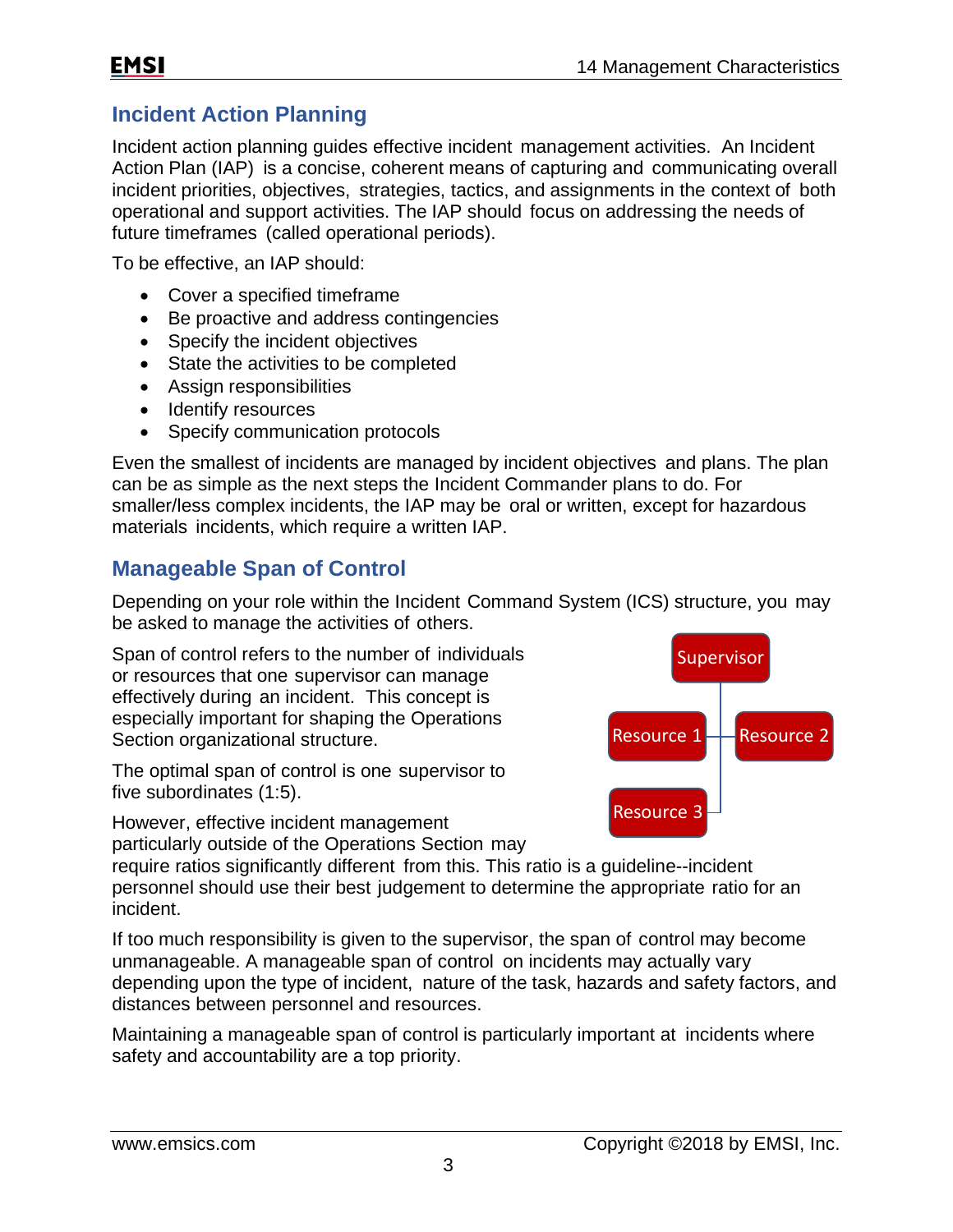## Incident Action Planning

Incident action planning guides effective incident management activities. An Incident Action Plan (IAP) is a concise, coherent means of capturing and communicating overall incident priorities, objectives, strategies, tactics, and assignments in the context of both operational and support activities. The IAP should focus on addressing the needs of future timeframes (called operational periods).

To be effective, an IAP should:

- Cover a specified timeframe
- Be proactive and address contingencies
- Specify the incident objectives
- State the activities to be completed
- Assign responsibilities
- Identify resources
- Specify communication protocols

Even the smallest of incidents are managed by incident objectives and plans. The plan can be as simple as the next steps the Incident Commander plans to do. For smaller/less complex incidents, the IAP may be oral or written, except for hazardous materials incidents, which require a written IAP.

## Manageable Span of Control

Depending on your role within the Incident Command System (ICS) structure, you may be asked to manage the activities of others.

Span of control refers to the number of individuals or resources that one supervisor can manage effectively during an incident. This concept is especially important for shaping the Operations Section organizational structure.

Supervisor

Resource 1 | Resource 2 | Resource 3

The optimal span of control is one supervisor to five subordinates (1:5).

However, effective incident management particularly outside of the Operations Section may require ratios significantly different from this. This ratio is a guideline--incident personnel should use their best judgement to determine the appropriate ratio for an incident.

If too much responsibility is given to the supervisor, the span of control may become unmanageable. A manageable span of control on incidents may actually vary depending upon the type of incident, nature of the task, hazards and safety factors, and distances between personnel and resources.

Maintaining a manageable span of control is particularly important at incidents where safety and accountability are a top priority.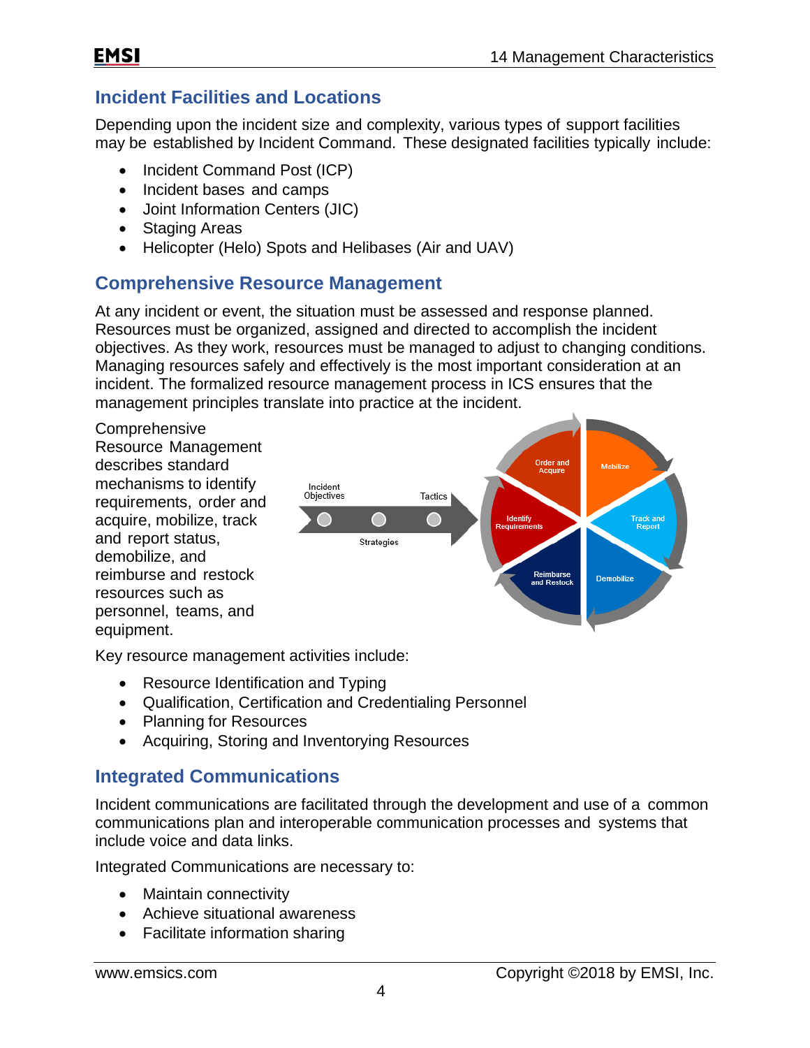## Incident Facilities and Locations

Depending upon the incident size and complexity, various types of support facilities may be established by Incident Command. These designated facilities typically include:

- Incident Command Post (ICP)
- Incident bases and camps
- Joint Information Centers (JIC)
- Staging Areas
- Helicopter (Helo) Spots and Helibases (Air and UAV)

## Comprehensive Resource Management

At any incident or event, the situation must be assessed and response planned. Resources must be organized, assigned and directed to accomplish the incident objectives. As they work, resources must be managed to adjust to changing conditions. Managing resources safely and effectively is the most important consideration at an incident. The formalized resource management process in ICS ensures that the management principles translate into practice at the incident.

Comprehensive Resource Management describes standard mechanisms to identify requirements, order and acquire, mobilize, track and report status, demobilize, and reimburse and restock resources such as personnel, teams, and equipment.

Key resource management activities include:

- Resource Identification and Typing
- Qualification, Certification and Credentialing Personnel
- Planning for Resources
- Acquiring, Storing and Inventorying Resources

## Integrated Communications

Incident communications are facilitated through the development and use of a common communications plan and interoperable communication processes and systems that include voice and data links.

Integrated Communications are necessary to:

- Maintain connectivity
- Achieve situational awareness
- Facilitate information sharing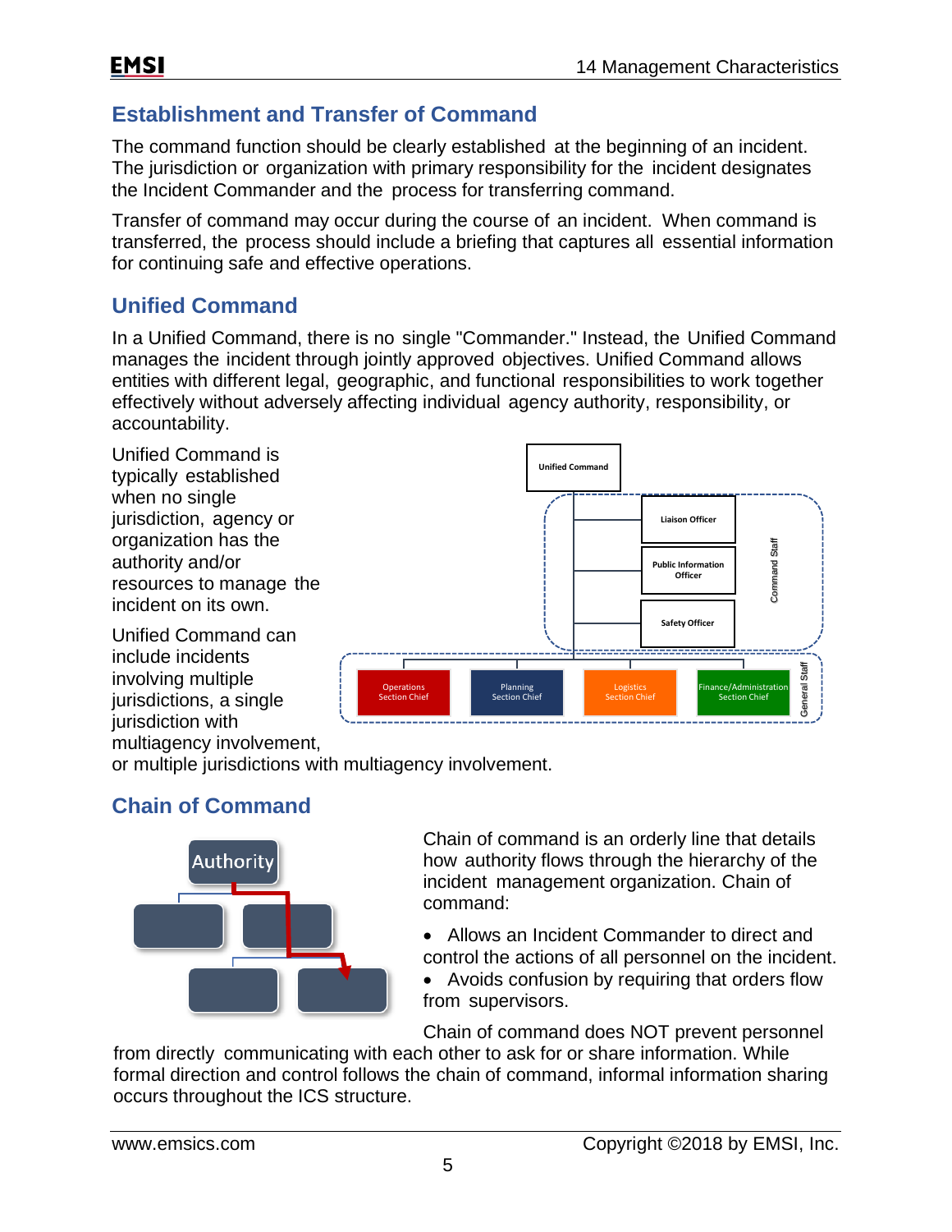## Establishment and Transfer of Command

The command function should be clearly established at the beginning of an incident. The jurisdiction or organization with primary responsibility for the incident designates the Incident Commander and the process for transferring command.

Transfer of command may occur during the course of an incident. When command is transferred, the process should include a briefing that captures all essential information for continuing safe and effective operations.

## Unified Command

In a Unified Command, there is no single "Commander." Instead, the Unified Command manages the incident through jointly approved objectives. Unified Command allows entities with different legal, geographic, and functional responsibilities to work together effectively without adversely affecting individual agency authority, responsibility, or accountability.

Unified Command is typically established when no single jurisdiction, agency or organization has the authority and/or resources to manage the incident on its own.

Unified Command can include incidents involving multiple jurisdictions, a single jurisdiction with multiagency involvement, or multiple jurisdictions with multiagency involvement.

## Chain of Command

Chain of command is an orderly line that details how authority flows through the hierarchy of the incident management organization. Chain of command:

- Allows an Incident Commander to direct and control the actions of all personnel on the incident.
- Avoids confusion by requiring that orders flow from supervisors.

Chain of command does NOT prevent personnel from directly communicating with each other to ask for or share information. While formal direction and control follows the chain of command, informal information sharing occurs throughout the ICS structure.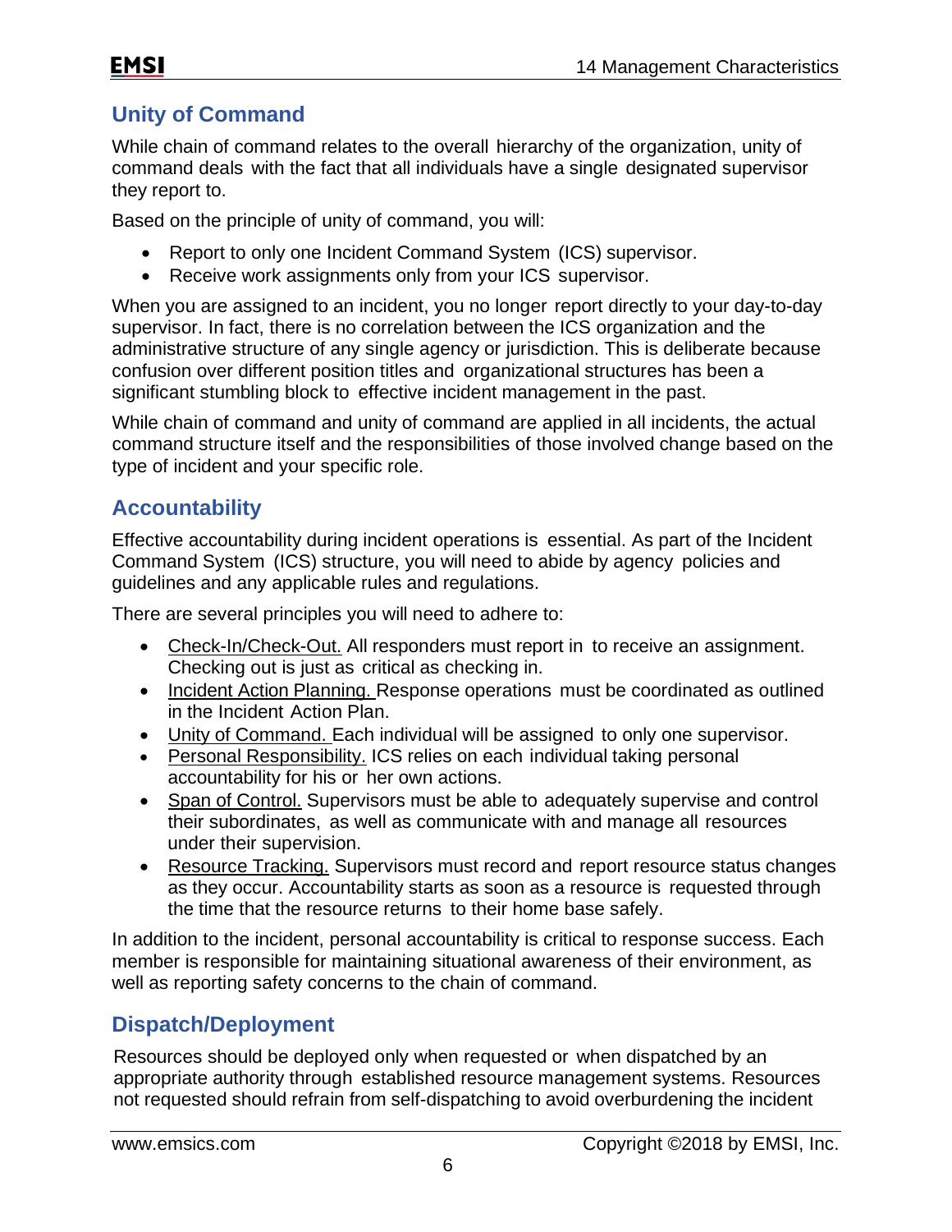## Unity of Command

While chain of command relates to the overall hierarchy of the organization, unity of command deals with the fact that all individuals have a single designated supervisor they report to.

Based on the principle of unity of command, you will:

- Report to only one Incident Command System (ICS) supervisor.
- Receive work assignments only from your ICS supervisor.

When you are assigned to an incident, you no longer report directly to your day-to-day supervisor. In fact, there is no correlation between the ICS organization and the administrative structure of any single agency or jurisdiction. This is deliberate because confusion over different position titles and organizational structures has been a significant stumbling block to effective incident management in the past.

While chain of command and unity of command are applied in all incidents, the actual command structure itself and the responsibilities of those involved change based on the type of incident and your specific role.

## Accountability

Effective accountability during incident operations is essential. As part of the Incident Command System (ICS) structure, you will need to abide by agency policies and guidelines and any applicable rules and regulations.

There are several principles you will need to adhere to:

- <u>Check-In/Check-Out.</u> All responders must report in to receive an assignment. Checking out is just as critical as checking in.
- <u>Incident Action Planning.</u> Response operations must be coordinated as outlined in the Incident Action Plan.
- <u>Unity of Command.</u> Each individual will be assigned to only one supervisor.
- <u>Personal Responsibility.</u> ICS relies on each individual taking personal accountability for his or her own actions.
- <u>Span of Control.</u> Supervisors must be able to adequately supervise and control their subordinates, as well as communicate with and manage all resources under their supervision.
- <u>Resource Tracking.</u> Supervisors must record and report resource status changes as they occur. Accountability starts as soon as a resource is requested through the time that the resource returns to their home base safely.

In addition to the incident, personal accountability is critical to response success. Each member is responsible for maintaining situational awareness of their environment, as well as reporting safety concerns to the chain of command.

## Dispatch/Deployment

Resources should be deployed only when requested or when dispatched by an appropriate authority through established resource management systems. Resources not requested should refrain from self-dispatching to avoid overburdening the incident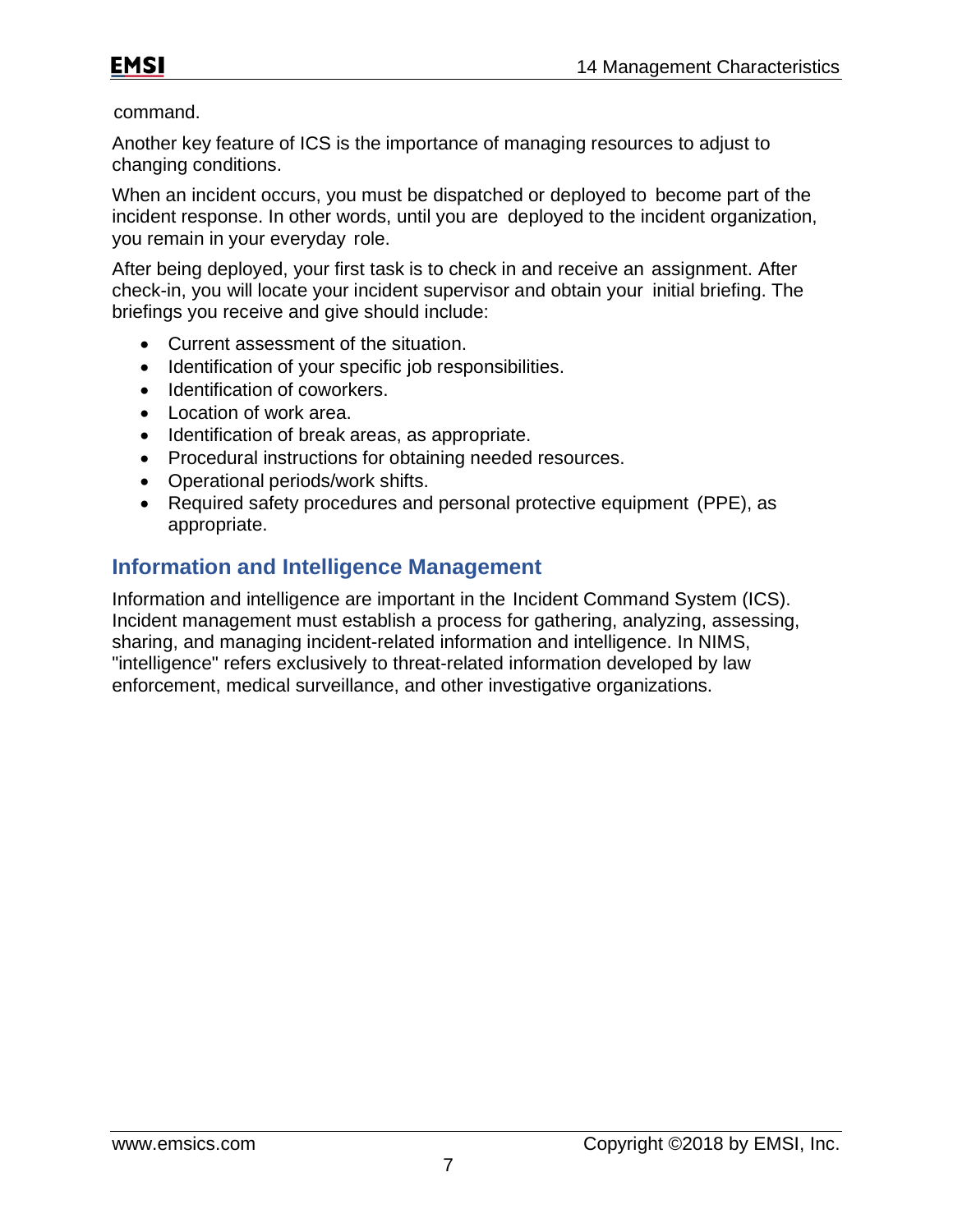command.

Another key feature of ICS is the importance of managing resources to adjust to changing conditions.

When an incident occurs, you must be dispatched or deployed to become part of the incident response. In other words, until you are deployed to the incident organization, you remain in your everyday role.

After being deployed, your first task is to check in and receive an assignment. After check-in, you will locate your incident supervisor and obtain your initial briefing. The briefings you receive and give should include:

- Current assessment of the situation.
- Identification of your specific job responsibilities.
- Identification of coworkers.
- Location of work area.
- Identification of break areas, as appropriate.
- Procedural instructions for obtaining needed resources.
- Operational periods/work shifts.
- Required safety procedures and personal protective equipment (PPE), as appropriate.

## Information and Intelligence Management

Information and intelligence are important in the Incident Command System (ICS). Incident management must establish a process for gathering, analyzing, assessing, sharing, and managing incident-related information and intelligence. In NIMS, "intelligence" refers exclusively to threat-related information developed by law enforcement, medical surveillance, and other investigative organizations.